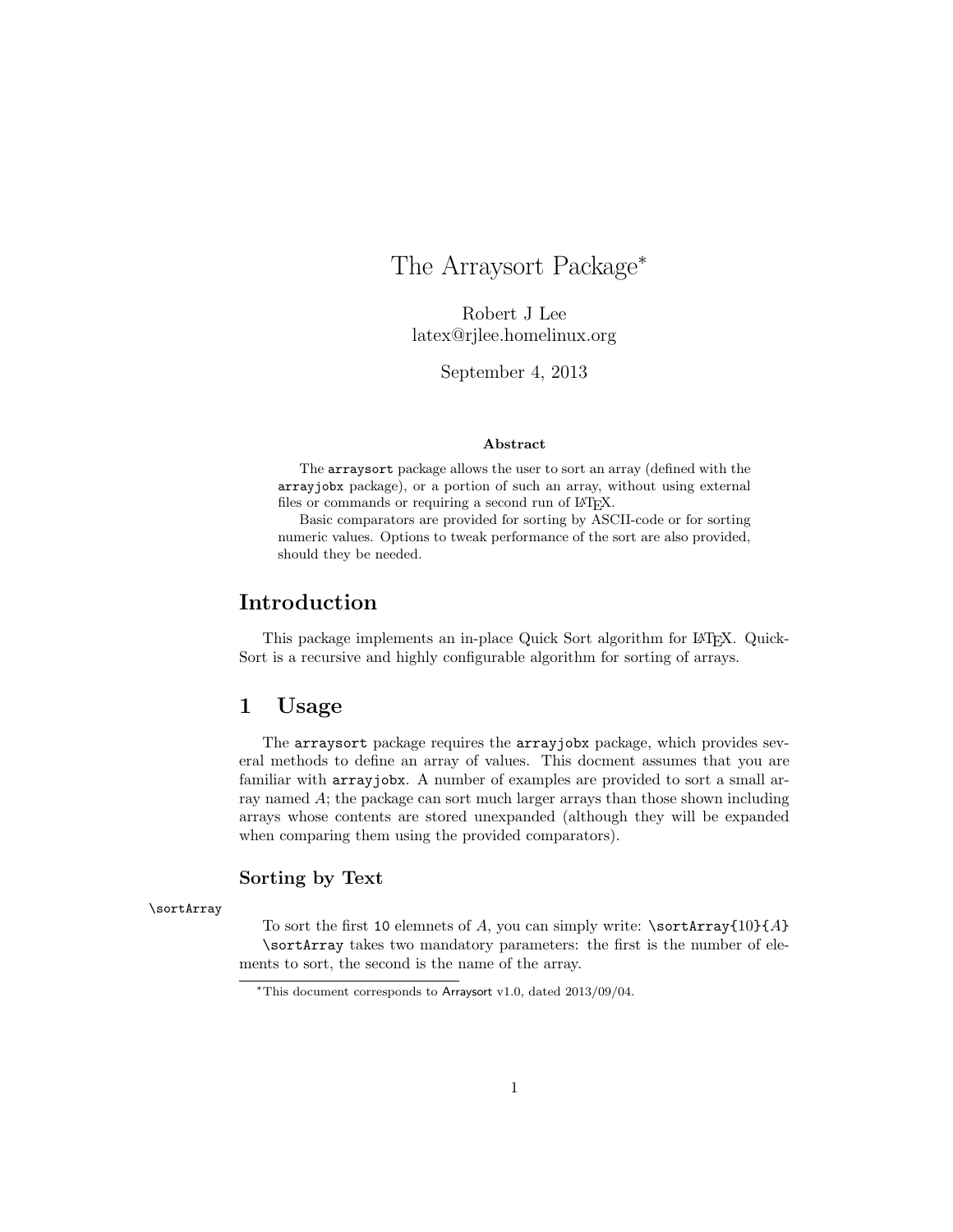# The Arraysort Package*

Robert J Lee
latex@rjlee.homelinux.org

September 4, 2013

**Abstract**

The `arraysort` package allows the user to sort an array (defined with the `arrayjobx` package), or a portion of such an array, without using external files or commands or requiring a second run of LaTeX.

Basic comparators are provided for sorting by ASCII-code or for sorting numeric values. Options to tweak performance of the sort are also provided, should they be needed.

## Introduction

This package implements an in-place Quick Sort algorithm for LaTeX. QuickSort is a recursive and highly configurable algorithm for sorting of arrays.

## 1 Usage

The `arraysort` package requires the `arrayjobx` package, which provides several methods to define an array of values. This docment assumes that you are familiar with `arrayjobx`. A number of examples are provided to sort a small array named *A*; the package can sort much larger arrays than those shown including arrays whose contents are stored unexpanded (although they will be expanded when comparing them using the provided comparators).

### Sorting by Text

`\sortArray`

To sort the first `10` elemnets of *A*, you can simply write: `\sortArray{10}{`*A*`}`

`\sortArray` takes two mandatory parameters: the first is the number of elements to sort, the second is the name of the array.

*This document corresponds to Arraysort v1.0, dated 2013/09/04.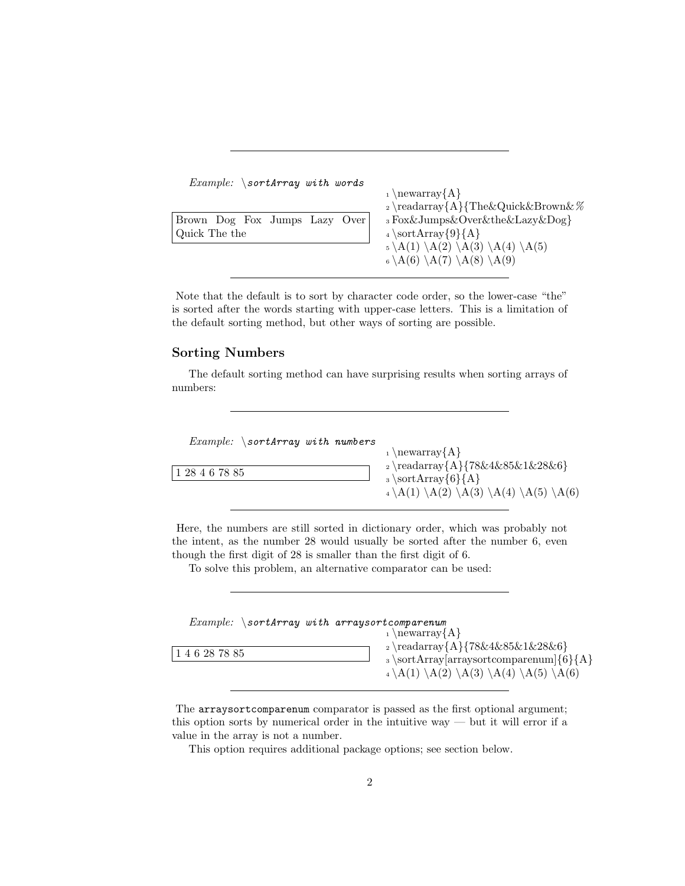*Example: \sortArray with words*

```
\newarray{A}
\readarray{A}{The&Quick&Brown&%
Fox&Jumps&Over&the&Lazy&Dog}
\sortArray{9}{A}
\A(1) \A(2) \A(3) \A(4) \A(5)
\A(6) \A(7) \A(8) \A(9)
```

Brown Dog Fox Jumps Lazy Over Quick The the

Note that the default is to sort by character code order, so the lower-case "the" is sorted after the words starting with upper-case letters. This is a limitation of the default sorting method, but other ways of sorting are possible.

### Sorting Numbers

The default sorting method can have surprising results when sorting arrays of numbers:

*Example: \sortArray with numbers*

```
\newarray{A}
\readarray{A}{78&4&85&1&28&6}
\sortArray{6}{A}
\A(1) \A(2) \A(3) \A(4) \A(5) \A(6)
```

1 28 4 6 78 85

Here, the numbers are still sorted in dictionary order, which was probably not the intent, as the number 28 would usually be sorted after the number 6, even though the first digit of 28 is smaller than the first digit of 6.

To solve this problem, an alternative comparator can be used:

*Example: \sortArray with arraysortcomparenum*

```
\newarray{A}
\readarray{A}{78&4&85&1&28&6}
\sortArray[arraysortcomparenum]{6}{A}
\A(1) \A(2) \A(3) \A(4) \A(5) \A(6)
```

1 4 6 28 78 85

The `arraysortcomparenum` comparator is passed as the first optional argument; this option sorts by numerical order in the intuitive way — but it will error if a value in the array is not a number.

This option requires additional package options; see section below.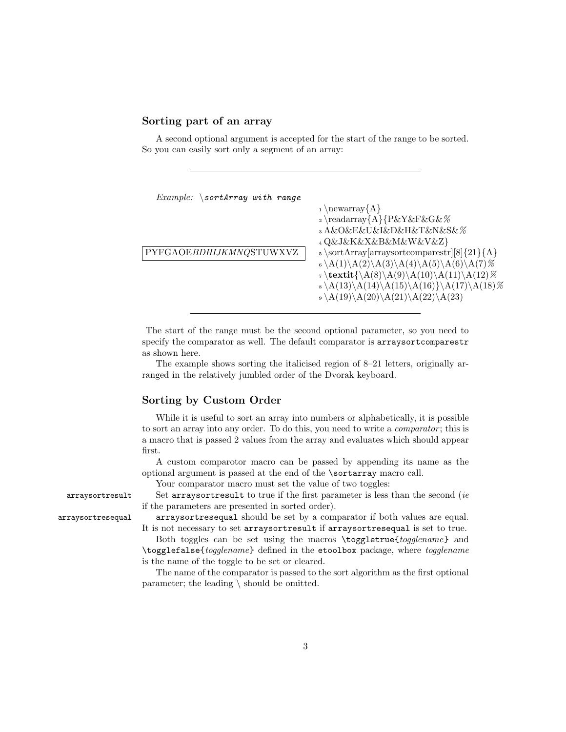## Sorting part of an array

A second optional argument is accepted for the start of the range to be sorted. So you can easily sort only a segment of an array:

---

*Example: \sortArray with range*

PYFGAOE*BDHIJKMNQ*STUWXVZ

```
1 \newarray{A}
2 \readarray{A}{P&Y&F&G&%
3 A&O&E&U&I&D&H&T&N&S&%
4 Q&J&K&X&B&M&W&V&Z}
5 \sortArray[arraysortcomparestr][8]{21}{A}
6 \A(1)\A(2)\A(3)\A(4)\A(5)\A(6)\A(7)%
7 \textit{\A(8)\A(9)\A(10)\A(11)\A(12)%
8 \A(13)\A(14)\A(15)\A(16)}\A(17)\A(18)%
9 \A(19)\A(20)\A(21)\A(22)\A(23)
```

---

The start of the range must be the second optional parameter, so you need to specify the comparator as well. The default comparator is `arraysortcomparestr` as shown here.

The example shows sorting the italicised region of 8–21 letters, originally arranged in the relatively jumbled order of the Dvorak keyboard.

## Sorting by Custom Order

While it is useful to sort an array into numbers or alphabetically, it is possible to sort an array into any order. To do this, you need to write a *comparator*; this is a macro that is passed 2 values from the array and evaluates which should appear first.

A custom comparotor macro can be passed by appending its name as the optional argument is passed at the end of the `\sortarray` macro call.

Your comparator macro must set the value of two toggles:

`arraysortresult` Set `arraysortresult` to true if the first parameter is less than the second (*ie* if the parameters are presented in sorted order).

`arraysortresequal` `arraysortresequal` should be set by a comparator if both values are equal. It is not necessary to set `arraysortresult` if `arraysortresequal` is set to true.

Both toggles can be set using the macros `\toggletrue{`*togglename*`}` and `\togglefalse{`*togglename*`}` defined in the `etoolbox` package, where *togglename* is the name of the toggle to be set or cleared.

The name of the comparator is passed to the sort algorithm as the first optional parameter; the leading \ should be omitted.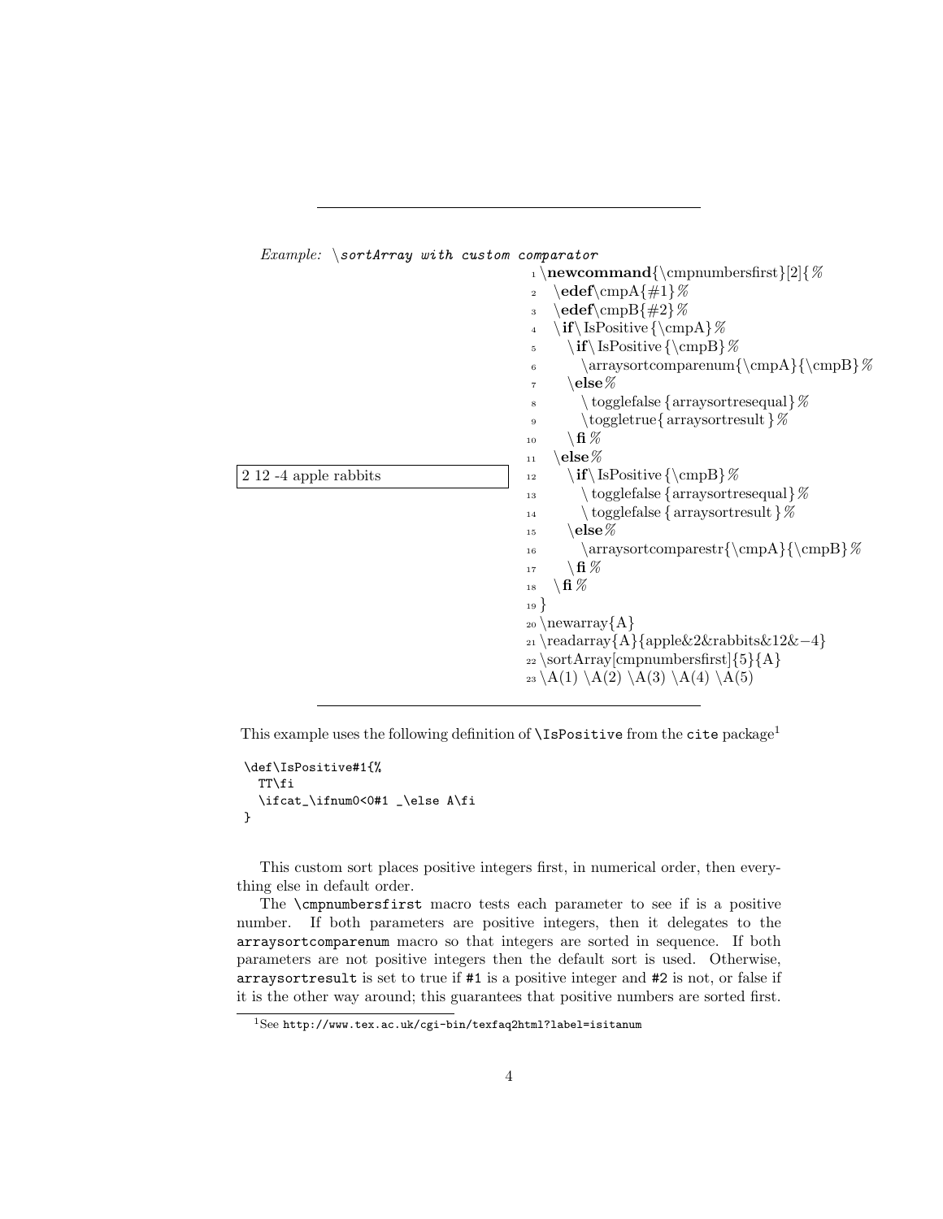*Example:* `\sortArray with custom comparator`

```
\newcommand{\cmpnumbersfirst}[2]{%
  \edef\cmpA{#1}%
  \edef\cmpB{#2}%
  \if\IsPositive{\cmpA}%
    \if\IsPositive{\cmpB}%
      \arraysortcomparenum{\cmpA}{\cmpB}%
    \else%
      \togglefalse{arraysortresequal}%
      \toggletrue{arraysortresult}%
    \fi%
  \else%
    \if\IsPositive{\cmpB}%
      \togglefalse{arraysortresequal}%
      \togglefalse{arraysortresult}%
    \else%
      \arraysortcomparestr{\cmpA}{\cmpB}%
    \fi%
  \fi%
}
\newarray{A}
\readarray{A}{apple&2&rabbits&12&-4}
\sortArray[cmpnumbersfirst]{5}{A}
\A(1) \A(2) \A(3) \A(4) \A(5)
```

2 12 -4 apple rabbits

This example uses the following definition of `\IsPositive` from the `cite` package[1]

```
\def\IsPositive#1{%
  TT\fi
  \ifcat_\ifnum0<0#1 _\else A\fi
}
```

This custom sort places positive integers first, in numerical order, then everything else in default order.

The `\cmpnumbersfirst` macro tests each parameter to see if is a positive number. If both parameters are positive integers, then it delegates to the `arraysortcomparenum` macro so that integers are sorted in sequence. If both parameters are not positive integers then the default sort is used. Otherwise, `arraysortresult` is set to true if `#1` is a positive integer and `#2` is not, or false if it is the other way around; this guarantees that positive numbers are sorted first.

[1] See `http://www.tex.ac.uk/cgi-bin/texfaq2html?label=isitanum`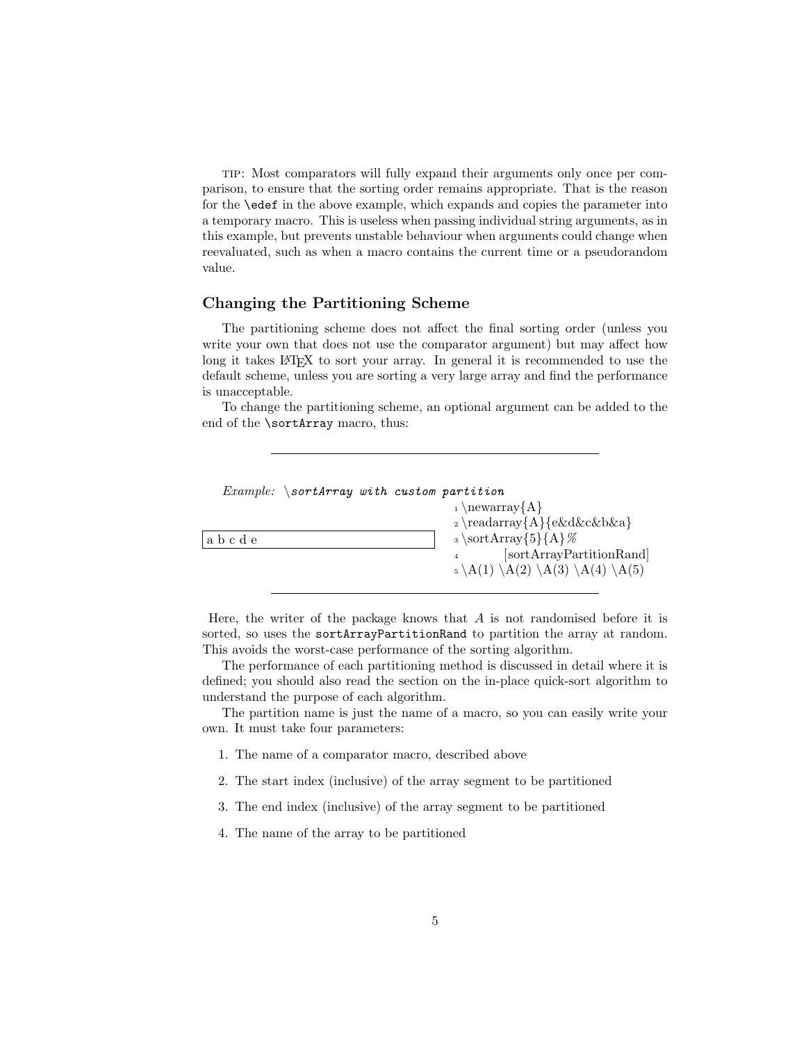TIP: Most comparators will fully expand their arguments only once per comparison, to ensure that the sorting order remains appropriate. That is the reason for the `\edef` in the above example, which expands and copies the parameter into a temporary macro. This is useless when passing individual string arguments, as in this example, but prevents unstable behaviour when arguments could change when reevaluated, such as when a macro contains the current time or a pseudorandom value.

### Changing the Partitioning Scheme

The partitioning scheme does not affect the final sorting order (unless you write your own that does not use the comparator argument) but may affect how long it takes LaTeX to sort your array. In general it is recommended to use the default scheme, unless you are sorting a very large array and find the performance is unacceptable.

To change the partitioning scheme, an optional argument can be added to the end of the `\sortArray` macro, thus:

*Example:* `\sortArray with custom partition`

```
\newarray{A}
\readarray{A}{e&d&c&b&a}
\sortArray{5}{A}%
        [sortArrayPartitionRand]
\A(1) \A(2) \A(3) \A(4) \A(5)
```

Output: a b c d e

Here, the writer of the package knows that $A$ is not randomised before it is sorted, so uses the `sortArrayPartitionRand` to partition the array at random. This avoids the worst-case performance of the sorting algorithm.

The performance of each partitioning method is discussed in detail where it is defined; you should also read the section on the in-place quick-sort algorithm to understand the purpose of each algorithm.

The partition name is just the name of a macro, so you can easily write your own. It must take four parameters:

1. The name of a comparator macro, described above
2. The start index (inclusive) of the array segment to be partitioned
3. The end index (inclusive) of the array segment to be partitioned
4. The name of the array to be partitioned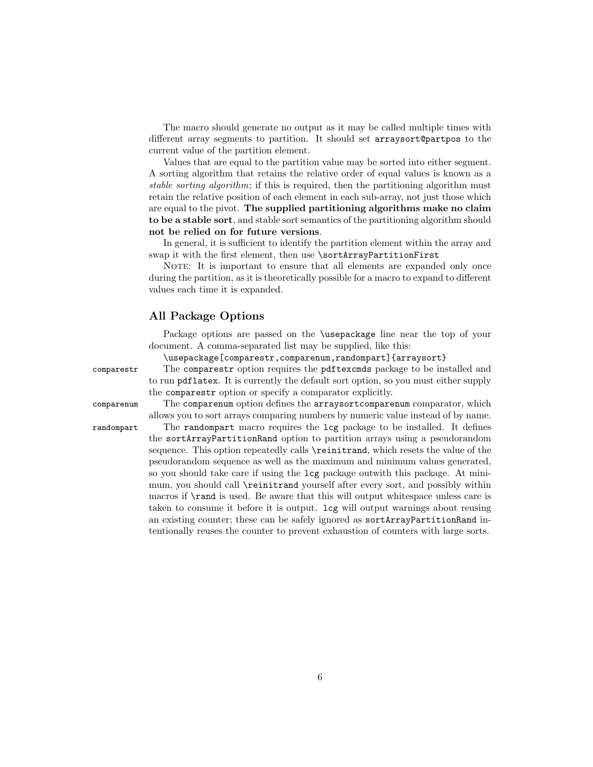The macro should generate no output as it may be called multiple times with different array segments to partition. It should set `arraysort@partpos` to the current value of the partition element.

Values that are equal to the partition value may be sorted into either segment. A sorting algorithm that retains the relative order of equal values is known as a *stable sorting algorithm*; if this is required, then the partitioning algorithm must retain the relative position of each element in each sub-array, not just those which are equal to the pivot. **The supplied partitioning algorithms make no claim to be a stable sort**, and stable sort semantics of the partitioning algorithm should **not be relied on for future versions**.

In general, it is sufficient to identify the partition element within the array and swap it with the first element, then use `\sortArrayPartitionFirst`

NOTE: It is important to ensure that all elements are expanded only once during the partition, as it is theoretically possible for a macro to expand to different values each time it is expanded.

### All Package Options

Package options are passed on the `\usepackage` line near the top of your document. A comma-separated list may be supplied, like this:

```
\usepackage[comparestr,comparenum,randompart]{arraysort}
```

`comparestr` The `comparestr` option requires the `pdftexcmds` package to be installed and to run `pdflatex`. It is currently the default sort option, so you must either supply the `comparestr` option or specify a comparator explicitly.

`comparenum` The `comparenum` option defines the `arraysortcomparenum` comparator, which allows you to sort arrays comparing numbers by numeric value instead of by name.

`randompart` The `randompart` macro requires the `lcg` package to be installed. It defines the `sortArrayPartitionRand` option to partition arrays using a pseudorandom sequence. This option repeatedly calls `\reinitrand`, which resets the value of the pseudorandom sequence as well as the maximum and minimum values generated, so you should take care if using the `lcg` package outwith this package. At minimum, you should call `\reinitrand` yourself after every sort, and possibly within macros if `\rand` is used. Be aware that this will output whitespace unless care is taken to consume it before it is output. `lcg` will output warnings about reusing an existing counter; these can be safely ignored as `sortArrayPartitionRand` intentionally reuses the counter to prevent exhaustion of counters with large sorts.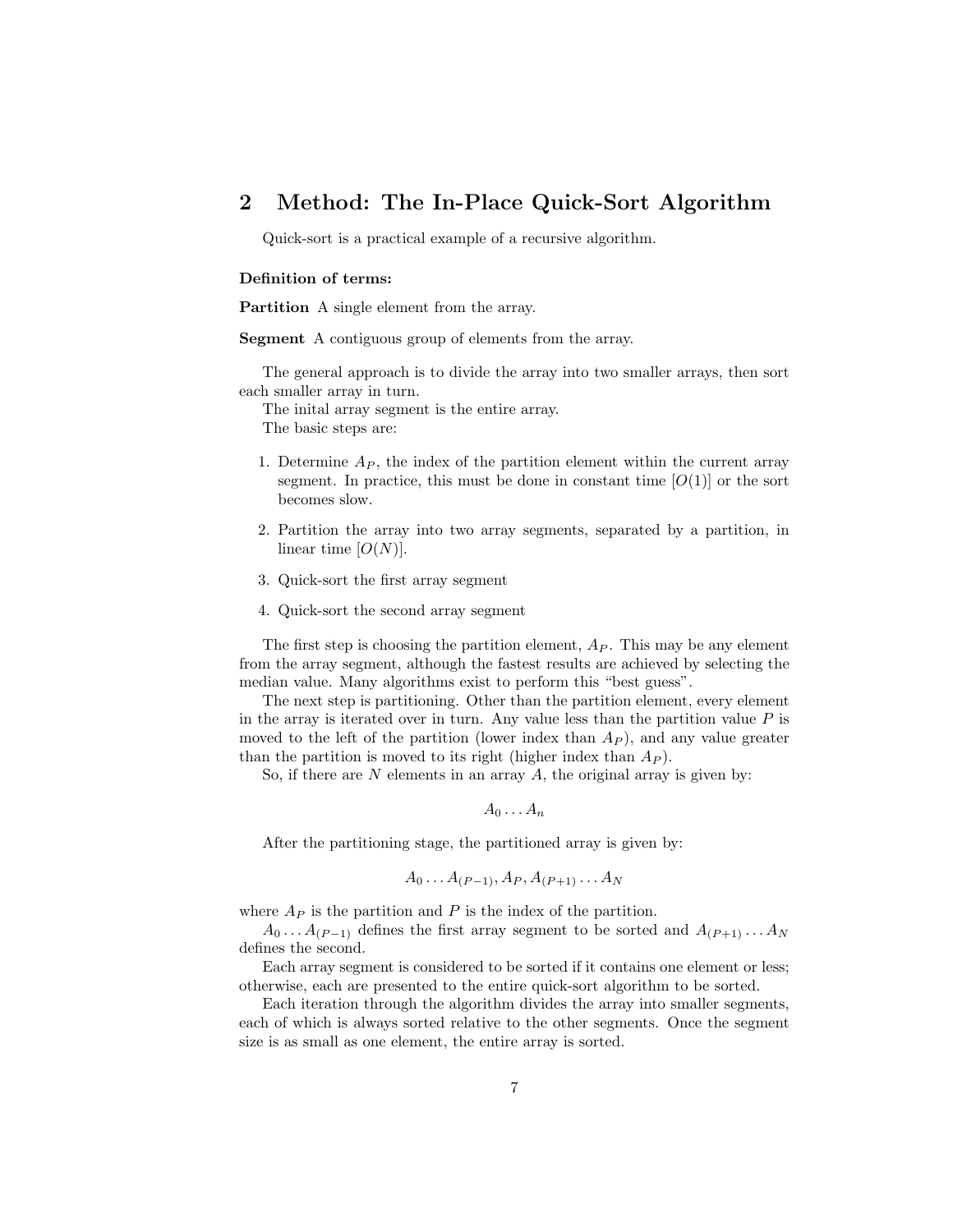## 2 Method: The In-Place Quick-Sort Algorithm

Quick-sort is a practical example of a recursive algorithm.

**Definition of terms:**

**Partition** A single element from the array.

**Segment** A contiguous group of elements from the array.

The general approach is to divide the array into two smaller arrays, then sort each smaller array in turn.

The inital array segment is the entire array.

The basic steps are:

1. Determine $A_P$, the index of the partition element within the current array segment. In practice, this must be done in constant time [$O(1)$] or the sort becomes slow.
2. Partition the array into two array segments, separated by a partition, in linear time [$O(N)$].
3. Quick-sort the first array segment
4. Quick-sort the second array segment

The first step is choosing the partition element, $A_P$. This may be any element from the array segment, although the fastest results are achieved by selecting the median value. Many algorithms exist to perform this "best guess".

The next step is partitioning. Other than the partition element, every element in the array is iterated over in turn. Any value less than the partition value $P$ is moved to the left of the partition (lower index than $A_P$), and any value greater than the partition is moved to its right (higher index than $A_P$).

So, if there are $N$ elements in an array $A$, the original array is given by:

$$A_0 \ldots A_n$$

After the partitioning stage, the partitioned array is given by:

$$A_0 \ldots A_{(P-1)}, A_P, A_{(P+1)} \ldots A_N$$

where $A_P$ is the partition and $P$ is the index of the partition.

$A_0 \ldots A_{(P-1)}$ defines the first array segment to be sorted and $A_{(P+1)} \ldots A_N$ defines the second.

Each array segment is considered to be sorted if it contains one element or less; otherwise, each are presented to the entire quick-sort algorithm to be sorted.

Each iteration through the algorithm divides the array into smaller segments, each of which is always sorted relative to the other segments. Once the segment size is as small as one element, the entire array is sorted.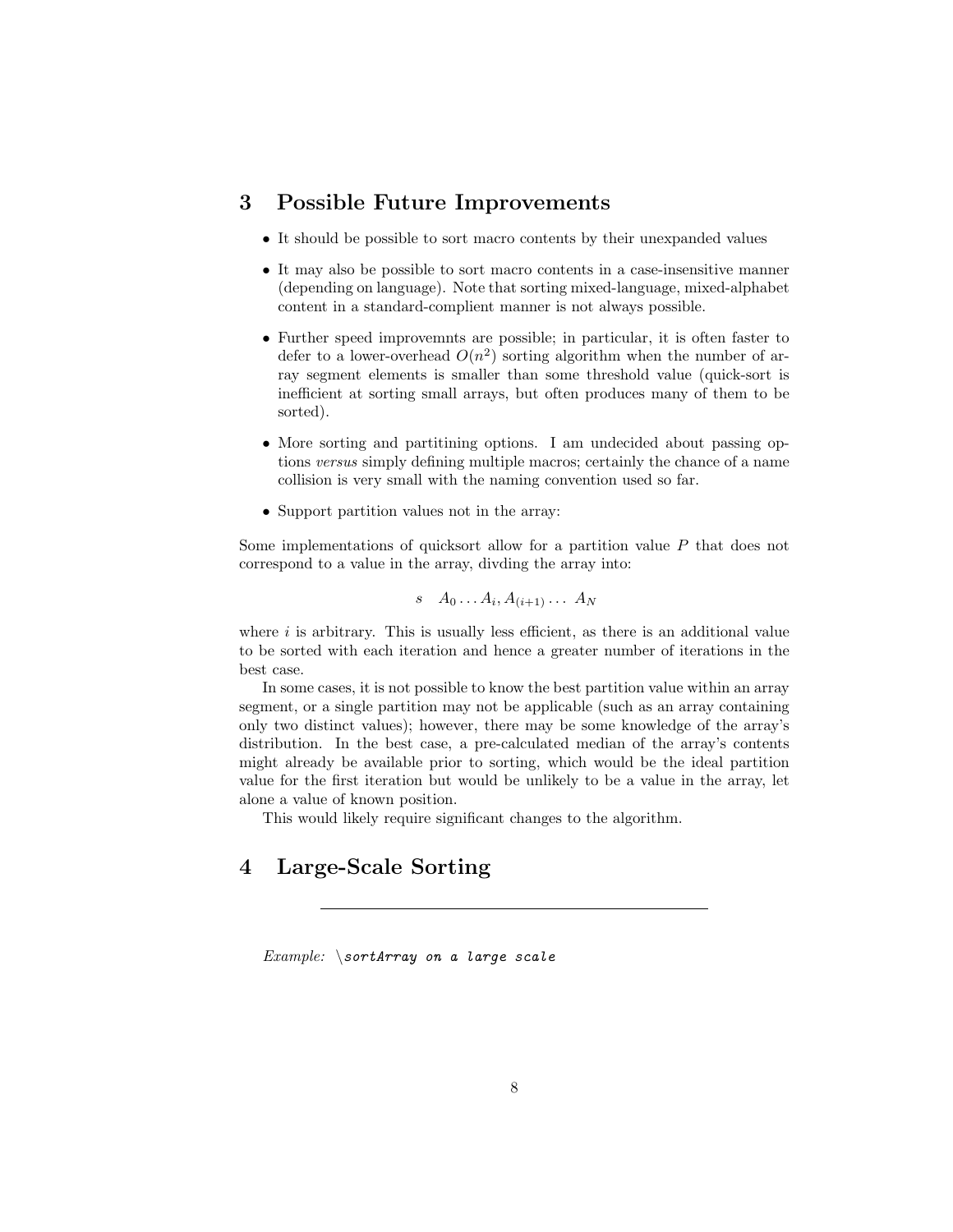## 3 Possible Future Improvements

- It should be possible to sort macro contents by their unexpanded values
- It may also be possible to sort macro contents in a case-insensitive manner (depending on language). Note that sorting mixed-language, mixed-alphabet content in a standard-complient manner is not always possible.
- Further speed improvemnts are possible; in particular, it is often faster to defer to a lower-overhead $O(n^2)$ sorting algorithm when the number of array segment elements is smaller than some threshold value (quick-sort is inefficient at sorting small arrays, but often produces many of them to be sorted).
- More sorting and partitining options. I am undecided about passing options *versus* simply defining multiple macros; certainly the chance of a name collision is very small with the naming convention used so far.
- Support partition values not in the array:

Some implementations of quicksort allow for a partition value $P$ that does not correspond to a value in the array, divding the array into:

$$s \quad A_0 \ldots A_i, A_{(i+1)} \ldots \; A_N$$

where $i$ is arbitrary. This is usually less efficient, as there is an additional value to be sorted with each iteration and hence a greater number of iterations in the best case.

In some cases, it is not possible to know the best partition value within an array segment, or a single partition may not be applicable (such as an array containing only two distinct values); however, there may be some knowledge of the array's distribution. In the best case, a pre-calculated median of the array's contents might already be available prior to sorting, which would be the ideal partition value for the first iteration but would be unlikely to be a value in the array, let alone a value of known position.

This would likely require significant changes to the algorithm.

## 4 Large-Scale Sorting

---

*Example:* `\sortArray on a large scale`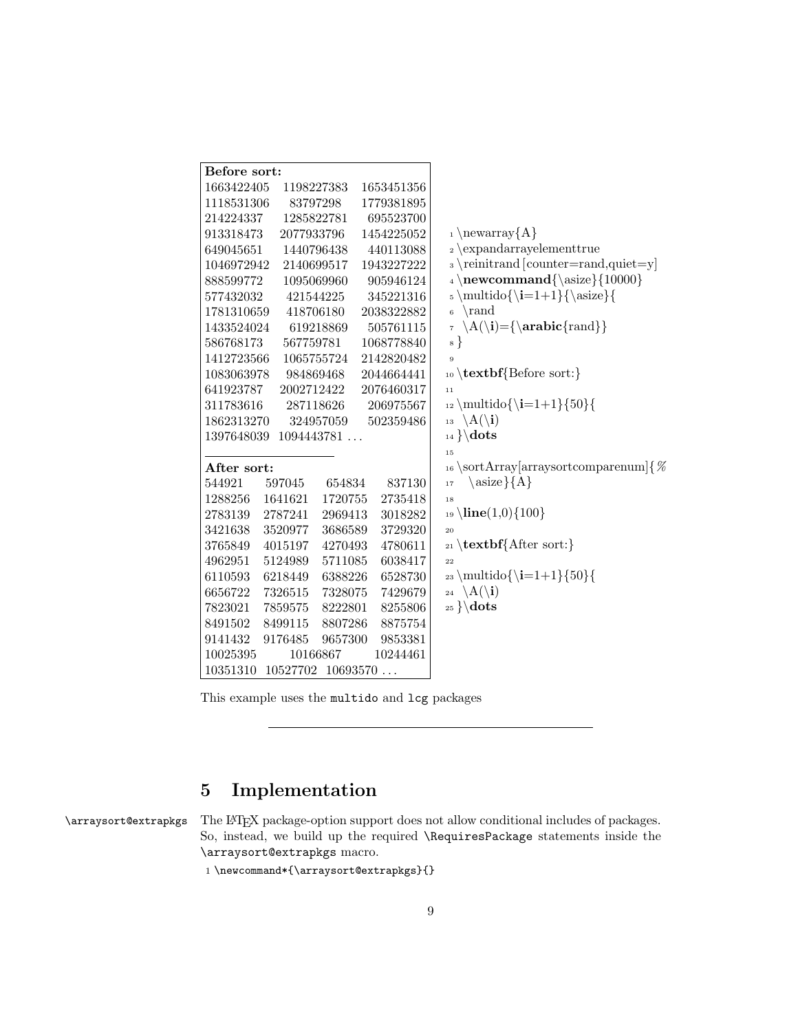**Before sort:**

```
1663422405  1198227383  1653451356
1118531306    83797298  1779381895
214224337   1285822781   695523700
913318473   2077933796  1454225052
649045651   1440796438   440113088
1046972942  2140699517  1943227222
888599772   1095069960   905946124
577432032    421544225   345221316
1781310659   418706180  2038322882
1433524024   619218869   505761115
586768173    567759781  1068778840
1412723566  1065755724  2142820482
1083063978   984869468  2044664441
641923787   2002712422  2076460317
311783616    287118626   206975567
1862313270   324957059   502359486
1397648039  1094443781 ...
```

**After sort:**

```
544921    597045    654834    837130
1288256   1641621   1720755   2735418
2783139   2787241   2969413   3018282
3421638   3520977   3686589   3729320
3765849   4015197   4270493   4780611
4962951   5124989   5711085   6038417
6110593   6218449   6388226   6528730
6656722   7326515   7328075   7429679
7823021   7859575   8222801   8255806
8491502   8499115   8807286   8875754
9141432   9176485   9657300   9853381
10025395    10166867    10244461
10351310  10527702  10693570 ...
```

```
1 \newarray{A}
2 \expandarrayelementtrue
3 \reinitrand[counter=rand,quiet=y]
4 \newcommand{\asize}{10000}
5 \multido{\i=1+1}{\asize}{
6   \rand
7   \A(\i)={\arabic{rand}}
8 }
9
10 \textbf{Before sort:}
11
12 \multido{\i=1+1}{50}{
13   \A(\i)
14 }\dots
15
16 \sortArray[arraysortcomparenum]{%
17   \asize}{A}
18
19 \line(1,0){100}
20
21 \textbf{After sort:}
22
23 \multido{\i=1+1}{50}{
24   \A(\i)
25 }\dots
```

This example uses the `multido` and `lcg` packages

---

## 5 Implementation

`\arraysort@extrapkgs` The LaTeX package-option support does not allow conditional includes of packages. So, instead, we build up the required `\RequiresPackage` statements inside the `\arraysort@extrapkgs` macro.

```
1 \newcommand*{\arraysort@extrapkgs}{}
```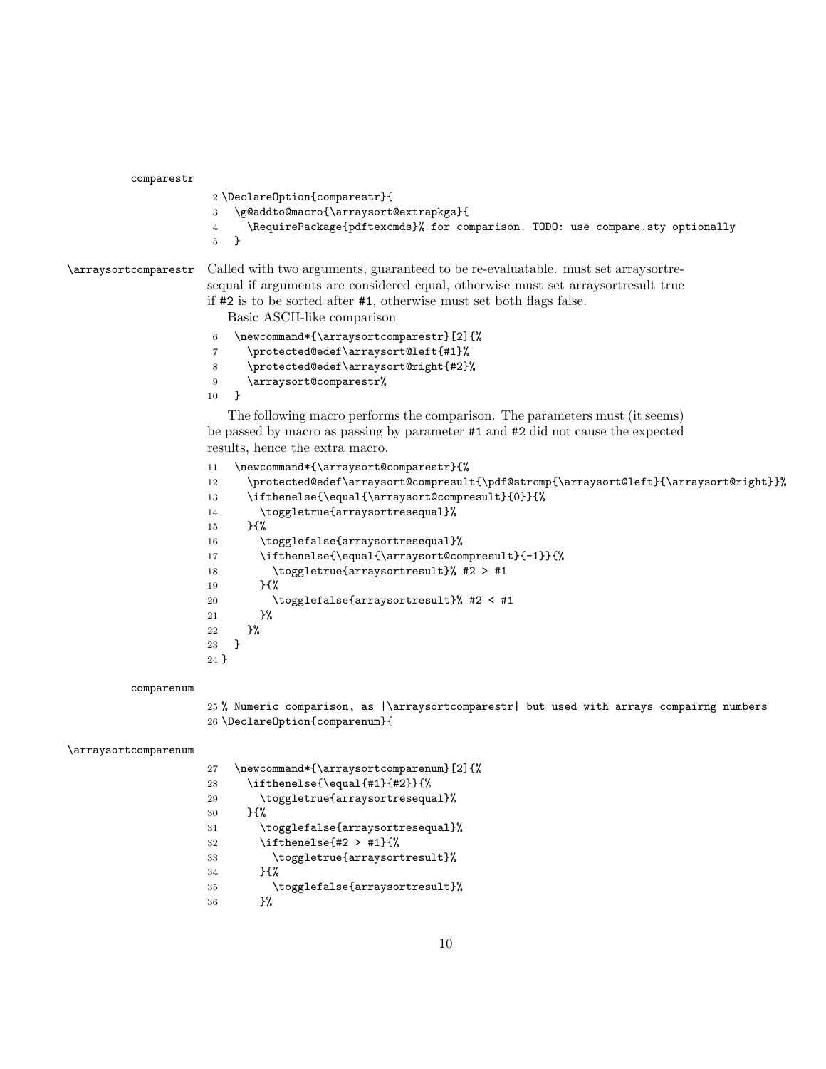comparestr

```
2 \DeclareOption{comparestr}{
3   \g@addto@macro{\arraysort@extrapkgs}{
4     \RequirePackage{pdftexcmds}% for comparison. TODO: use compare.sty optionally
5   }
```

\arraysortcomparestr Called with two arguments, guaranteed to be re-evaluatable. must set arraysortresequal if arguments are considered equal, otherwise must set arraysortresult true if #2 is to be sorted after #1, otherwise must set both flags false.

Basic ASCII-like comparison

```
6   \newcommand*{\arraysortcomparestr}[2]{%
7     \protected@edef\arraysort@left{#1}%
8     \protected@edef\arraysort@right{#2}%
9     \arraysort@comparestr%
10  }
```

The following macro performs the comparison. The parameters must (it seems) be passed by macro as passing by parameter #1 and #2 did not cause the expected results, hence the extra macro.

```
11  \newcommand*{\arraysort@comparestr}{%
12    \protected@edef\arraysort@compresult{\pdf@strcmp{\arraysort@left}{\arraysort@right}}%
13    \ifthenelse{\equal{\arraysort@compresult}{0}}{%
14      \toggletrue{arraysortresequal}%
15    }{%
16      \togglefalse{arraysortresequal}%
17      \ifthenelse{\equal{\arraysort@compresult}{-1}}{%
18        \toggletrue{arraysortresult}% #2 > #1
19      }{%
20        \togglefalse{arraysortresult}% #2 < #1
21      }%
22    }%
23  }
24 }
```

comparenum

```
25 % Numeric comparison, as |\arraysortcomparestr| but used with arrays compairng numbers
26 \DeclareOption{comparenum}{
```

\arraysortcomparenum

```
27  \newcommand*{\arraysortcomparenum}[2]{%
28    \ifthenelse{\equal{#1}{#2}}{%
29      \toggletrue{arraysortresequal}%
30    }{%
31      \togglefalse{arraysortresequal}%
32      \ifthenelse{#2 > #1}{%
33        \toggletrue{arraysortresult}%
34      }{%
35        \togglefalse{arraysortresult}%
36      }%
```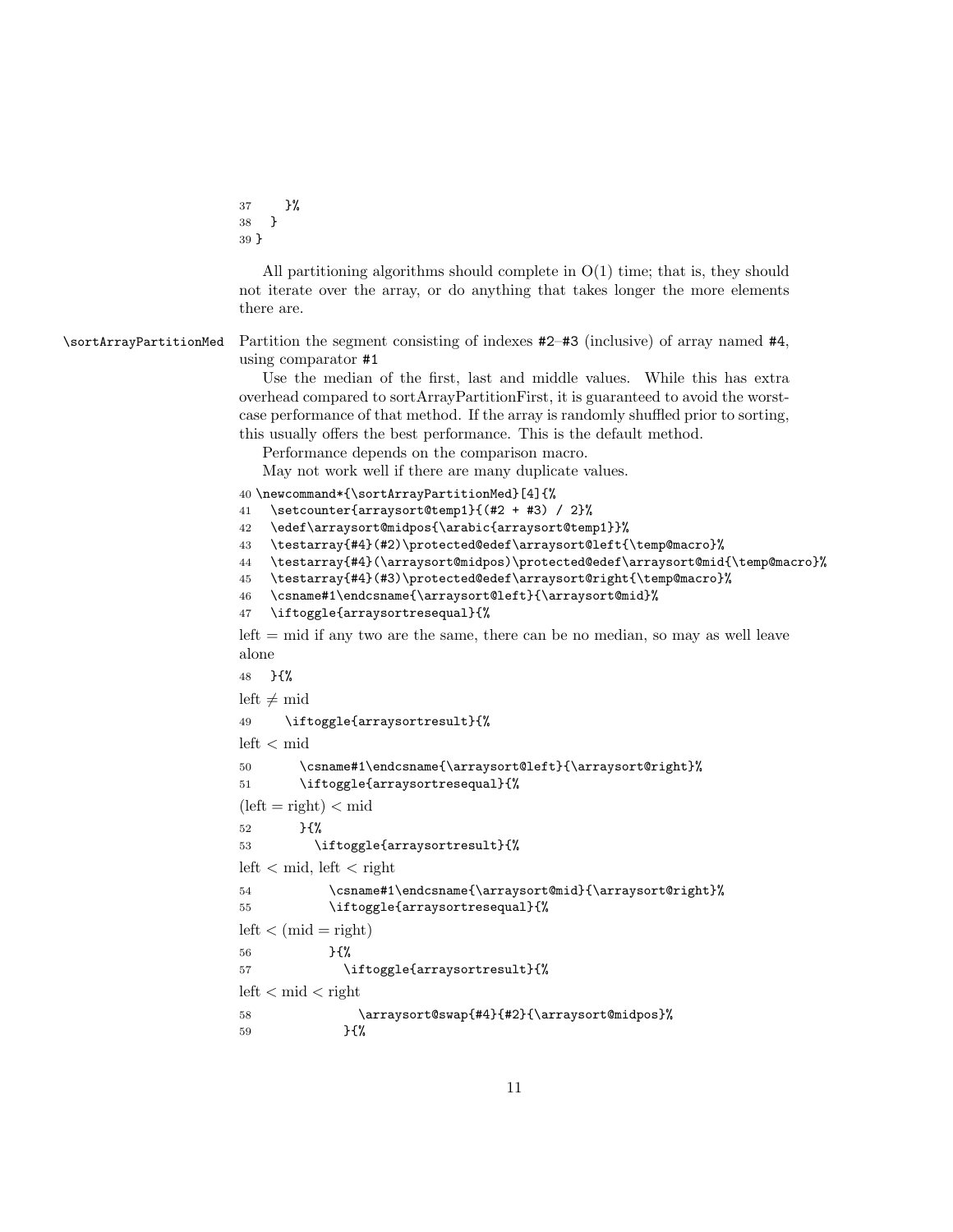```
37     }%
38   }
39 }
```

All partitioning algorithms should complete in O(1) time; that is, they should not iterate over the array, or do anything that takes longer the more elements there are.

`\sortArrayPartitionMed` Partition the segment consisting of indexes `#2`–`#3` (inclusive) of array named `#4`, using comparator `#1`

Use the median of the first, last and middle values. While this has extra overhead compared to sortArrayPartitionFirst, it is guaranteed to avoid the worst-case performance of that method. If the array is randomly shuffled prior to sorting, this usually offers the best performance. This is the default method.

Performance depends on the comparison macro.

May not work well if there are many duplicate values.

```
40 \newcommand*{\sortArrayPartitionMed}[4]{%
41   \setcounter{arraysort@temp1}{(#2 + #3) / 2}%
42   \edef\arraysort@midpos{\arabic{arraysort@temp1}}%
43   \testarray{#4}(#2)\protected@edef\arraysort@left{\temp@macro}%
44   \testarray{#4}(\arraysort@midpos)\protected@edef\arraysort@mid{\temp@macro}%
45   \testarray{#4}(#3)\protected@edef\arraysort@right{\temp@macro}%
46   \csname#1\endcsname{\arraysort@left}{\arraysort@mid}%
47   \iftoggle{arraysortresequal}{%
```

left = mid if any two are the same, there can be no median, so may as well leave alone

```
48   }{%
```

left ≠ mid

```
49     \iftoggle{arraysortresult}{%
```

left < mid

```
50       \csname#1\endcsname{\arraysort@left}{\arraysort@right}%
51       \iftoggle{arraysortresequal}{%
```

(left = right) < mid

```
52       }{%
53         \iftoggle{arraysortresult}{%
```

left < mid, left < right

```
54           \csname#1\endcsname{\arraysort@mid}{\arraysort@right}%
55           \iftoggle{arraysortresequal}{%
```

left < (mid = right)

```
56           }{%
57             \iftoggle{arraysortresult}{%
```

left < mid < right

```
58               \arraysort@swap{#4}{#2}{\arraysort@midpos}%
59             }{%
```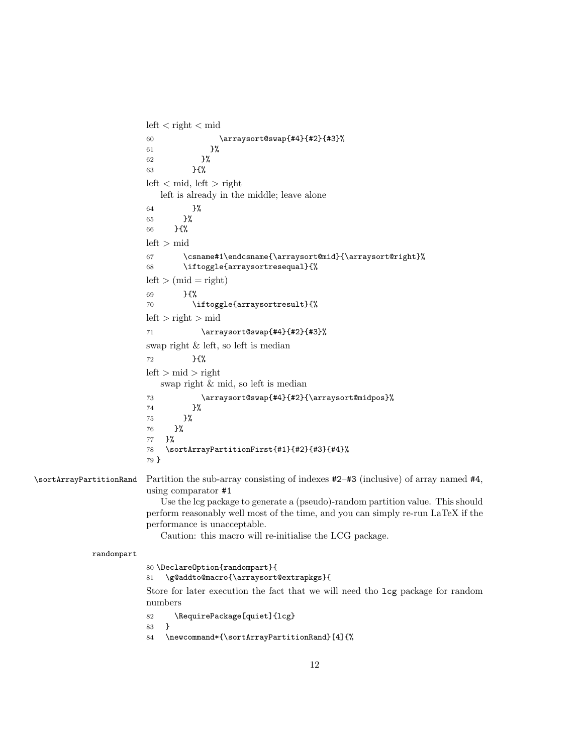left < right < mid

```
60                \arraysort@swap{#4}{#2}{#3}%
61              }%
62            }%
63          }{%
```

left < mid, left > right

left is already in the middle; leave alone

```
64          }%
65        }%
66      }{%
```

left > mid

```
67        \csname#1\endcsname{\arraysort@mid}{\arraysort@right}%
68        \iftoggle{arraysortresequal}{%
```

left > (mid = right)

```
69        }{%
70          \iftoggle{arraysortresult}{%
```

left > right > mid

```
71            \arraysort@swap{#4}{#2}{#3}%
```

swap right & left, so left is median

```
72          }{%
```

left > mid > right

swap right & mid, so left is median

```
73            \arraysort@swap{#4}{#2}{\arraysort@midpos}%
74          }%
75        }%
76      }%
77    }%
78    \sortArrayPartitionFirst{#1}{#2}{#3}{#4}%
79 }
```

`\sortArrayPartitionRand` Partition the sub-array consisting of indexes `#2`–`#3` (inclusive) of array named `#4`, using comparator `#1`

Use the lcg package to generate a (pseudo)-random partition value. This should perform reasonably well most of the time, and you can simply re-run LaTeX if the performance is unacceptable.

Caution: this macro will re-initialise the LCG package.

`randompart`

```
80 \DeclareOption{randompart}{
81   \g@addto@macro{\arraysort@extrapkgs}{
```

Store for later execution the fact that we will need tho `lcg` package for random numbers

```
82     \RequirePackage[quiet]{lcg}
83   }
84   \newcommand*{\sortArrayPartitionRand}[4]{%
```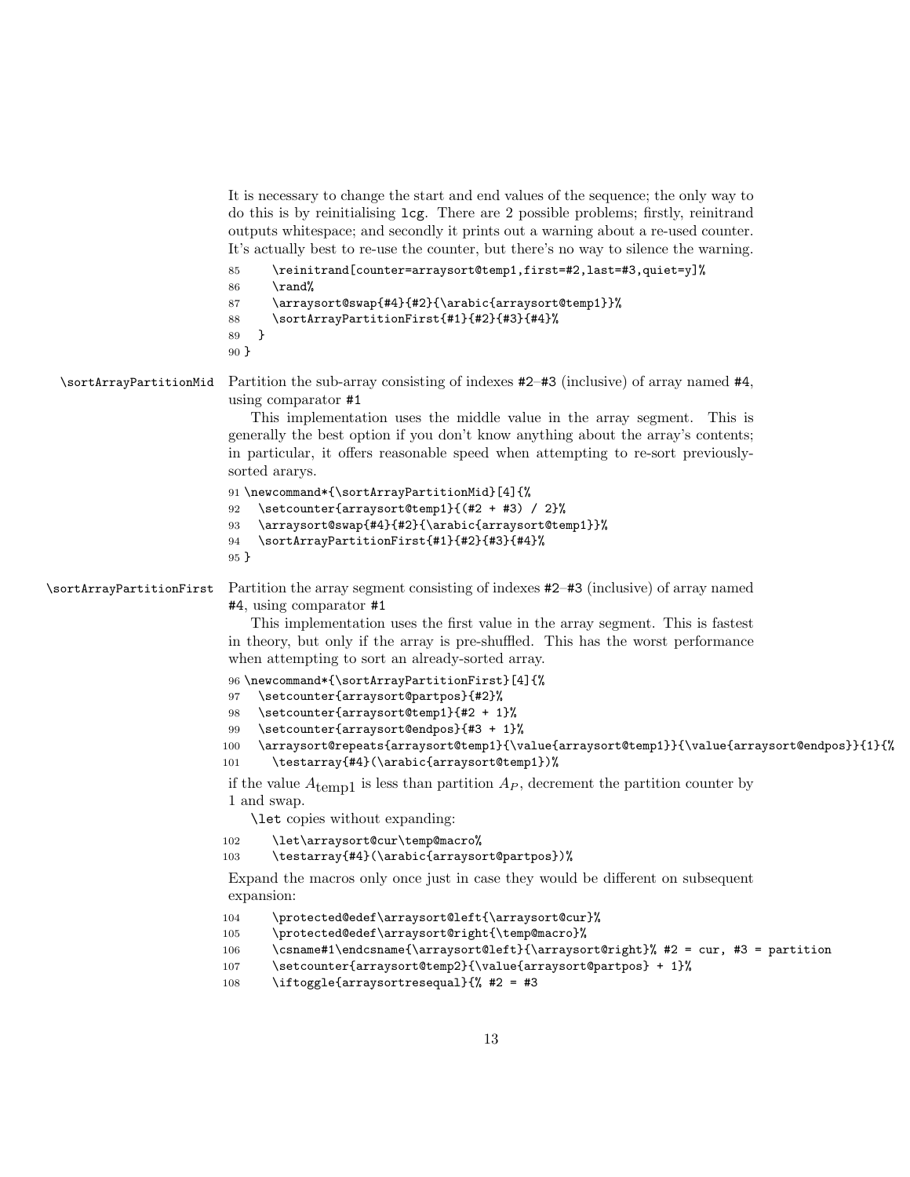It is necessary to change the start and end values of the sequence; the only way to do this is by reinitialising `lcg`. There are 2 possible problems; firstly, reinitrand outputs whitespace; and secondly it prints out a warning about a re-used counter. It's actually best to re-use the counter, but there's no way to silence the warning.

```
85      \reinitrand[counter=arraysort@temp1,first=#2,last=#3,quiet=y]%
86      \rand%
87      \arraysort@swap{#4}{#2}{\arabic{arraysort@temp1}}%
88      \sortArrayPartitionFirst{#1}{#2}{#3}{#4}%
89    }
90 }
```

`\sortArrayPartitionMid` Partition the sub-array consisting of indexes `#2`–`#3` (inclusive) of array named `#4`, using comparator `#1`

This implementation uses the middle value in the array segment. This is generally the best option if you don't know anything about the array's contents; in particular, it offers reasonable speed when attempting to re-sort previously-sorted ararys.

```
91 \newcommand*{\sortArrayPartitionMid}[4]{%
92   \setcounter{arraysort@temp1}{(#2 + #3) / 2}%
93   \arraysort@swap{#4}{#2}{\arabic{arraysort@temp1}}%
94   \sortArrayPartitionFirst{#1}{#2}{#3}{#4}%
95 }
```

`\sortArrayPartitionFirst` Partition the array segment consisting of indexes `#2`–`#3` (inclusive) of array named `#4`, using comparator `#1`

This implementation uses the first value in the array segment. This is fastest in theory, but only if the array is pre-shuffled. This has the worst performance when attempting to sort an already-sorted array.

```
96 \newcommand*{\sortArrayPartitionFirst}[4]{%
97   \setcounter{arraysort@partpos}{#2}%
98   \setcounter{arraysort@temp1}{#2 + 1}%
99   \setcounter{arraysort@endpos}{#3 + 1}%
100  \arraysort@repeats{arraysort@temp1}{\value{arraysort@temp1}}{\value{arraysort@endpos}}{1}{%
101    \testarray{#4}(\arabic{arraysort@temp1})%
```

if the value $A_{\text{temp1}}$ is less than partition $A_P$, decrement the partition counter by 1 and swap.

`\let` copies without expanding:

```
102      \let\arraysort@cur\temp@macro%
103      \testarray{#4}(\arabic{arraysort@partpos})%
```

Expand the macros only once just in case they would be different on subsequent expansion:

```
104      \protected@edef\arraysort@left{\arraysort@cur}%
105      \protected@edef\arraysort@right{\temp@macro}%
106      \csname#1\endcsname{\arraysort@left}{\arraysort@right}% #2 = cur, #3 = partition
107      \setcounter{arraysort@temp2}{\value{arraysort@partpos} + 1}%
108      \iftoggle{arraysortresequal}{% #2 = #3
```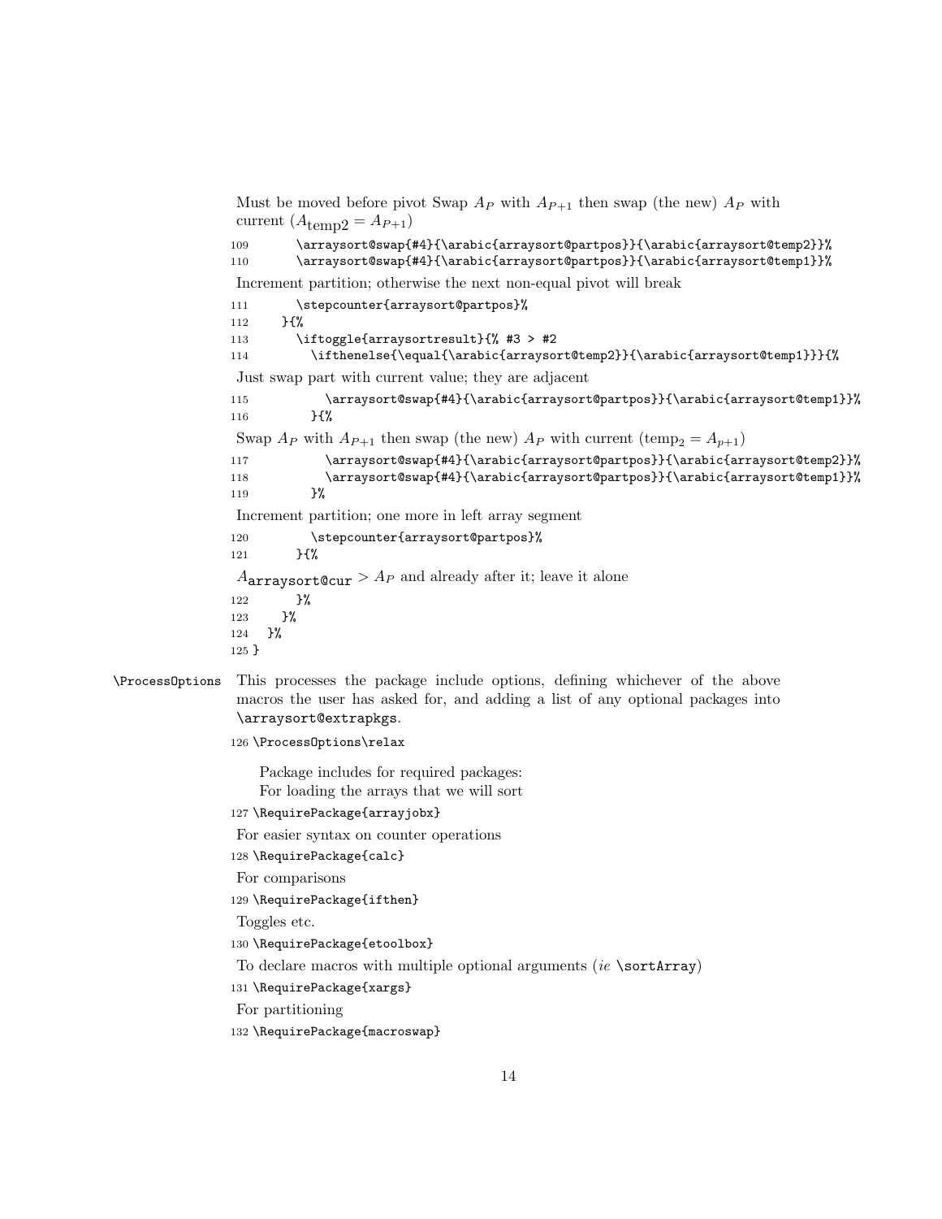Must be moved before pivot Swap $A_P$ with $A_{P+1}$ then swap (the new) $A_P$ with current ($A_{\text{temp2}} = A_{P+1}$)

```
109       \arraysort@swap{#4}{\arabic{arraysort@partpos}}{\arabic{arraysort@temp2}}%
110       \arraysort@swap{#4}{\arabic{arraysort@partpos}}{\arabic{arraysort@temp1}}%
```

Increment partition; otherwise the next non-equal pivot will break

```
111       \stepcounter{arraysort@partpos}%
112     }{%
113       \iftoggle{arraysortresult}{% #3 > #2
114         \ifthenelse{\equal{\arabic{arraysort@temp2}}{\arabic{arraysort@temp1}}}{%
```

Just swap part with current value; they are adjacent

```
115           \arraysort@swap{#4}{\arabic{arraysort@partpos}}{\arabic{arraysort@temp1}}%
116         }{%
```

Swap $A_P$ with $A_{P+1}$ then swap (the new) $A_P$ with current ($\text{temp}_2 = A_{p+1}$)

```
117           \arraysort@swap{#4}{\arabic{arraysort@partpos}}{\arabic{arraysort@temp2}}%
118           \arraysort@swap{#4}{\arabic{arraysort@partpos}}{\arabic{arraysort@temp1}}%
119         }%
```

Increment partition; one more in left array segment

```
120         \stepcounter{arraysort@partpos}%
121       }{%
```

$A_{\texttt{arraysort@cur}} > A_P$ and already after it; leave it alone

```
122       }%
123     }%
124   }%
125 }
```

`\ProcessOptions` This processes the package include options, defining whichever of the above macros the user has asked for, and adding a list of any optional packages into `\arraysort@extrapkgs`.

```
126 \ProcessOptions\relax
```

Package includes for required packages:
For loading the arrays that we will sort

```
127 \RequirePackage{arrayjobx}
```

For easier syntax on counter operations

```
128 \RequirePackage{calc}
```

For comparisons

```
129 \RequirePackage{ifthen}
```

Toggles etc.

```
130 \RequirePackage{etoolbox}
```

To declare macros with multiple optional arguments (*ie* `\sortArray`)

```
131 \RequirePackage{xargs}
```

For partitioning

```
132 \RequirePackage{macroswap}
```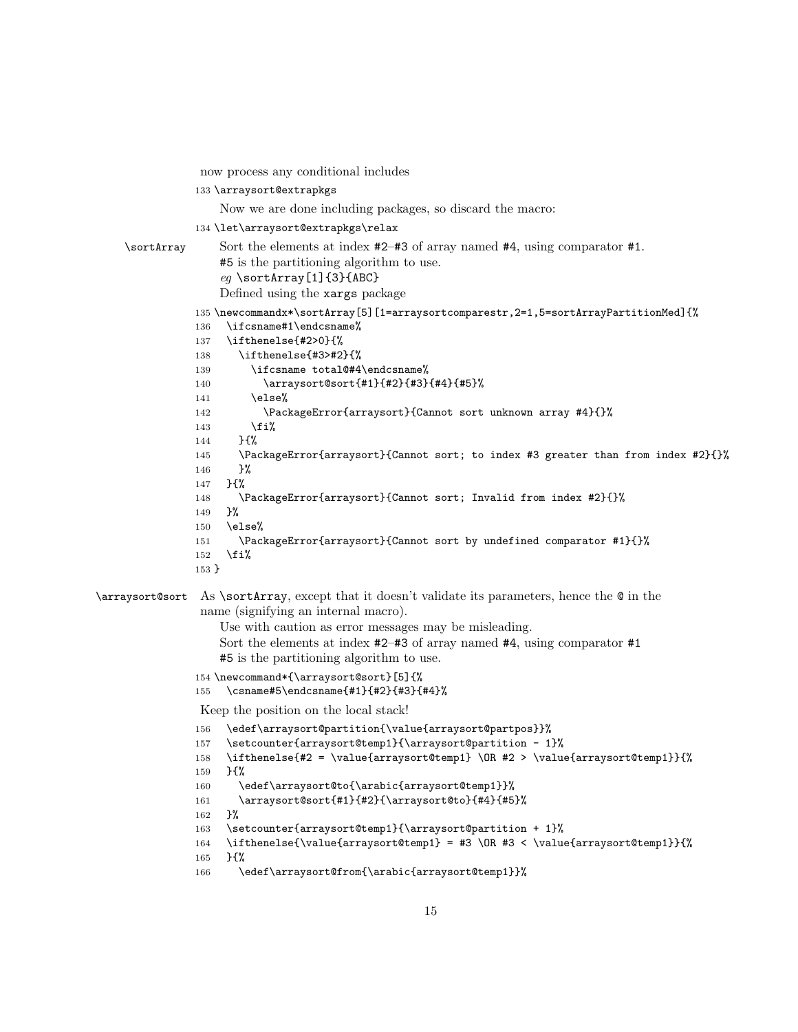now process any conditional includes

```
133 \arraysort@extrapkgs
```

Now we are done including packages, so discard the macro:

```
134 \let\arraysort@extrapkgs\relax
```

**\sortArray** Sort the elements at index #2–#3 of array named #4, using comparator #1.
#5 is the partitioning algorithm to use.
*eg* \sortArray[1]{3}{ABC}
Defined using the xargs package

```
135 \newcommandx*\sortArray[5][1=arraysortcomparestr,2=1,5=sortArrayPartitionMed]{%
136   \ifcsname#1\endcsname%
137   \ifthenelse{#2>0}{%
138     \ifthenelse{#3>#2}{%
139       \ifcsname total@#4\endcsname%
140         \arraysort@sort{#1}{#2}{#3}{#4}{#5}%
141       \else%
142         \PackageError{arraysort}{Cannot sort unknown array #4}{}%
143       \fi%
144     }{%
145     \PackageError{arraysort}{Cannot sort; to index #3 greater than from index #2}{}%
146     }%
147   }{%
148     \PackageError{arraysort}{Cannot sort; Invalid from index #2}{}%
149   }%
150   \else%
151     \PackageError{arraysort}{Cannot sort by undefined comparator #1}{}%
152   \fi%
153 }
```

**\arraysort@sort** As \sortArray, except that it doesn't validate its parameters, hence the @ in the name (signifying an internal macro).

Use with caution as error messages may be misleading.

Sort the elements at index #2–#3 of array named #4, using comparator #1
#5 is the partitioning algorithm to use.

```
154 \newcommand*{\arraysort@sort}[5]{%
155   \csname#5\endcsname{#1}{#2}{#3}{#4}%
```

Keep the position on the local stack!

```
156   \edef\arraysort@partition{\value{arraysort@partpos}}%
157   \setcounter{arraysort@temp1}{\arraysort@partition - 1}%
158   \ifthenelse{#2 = \value{arraysort@temp1} \OR #2 > \value{arraysort@temp1}}{%
159   }{%
160     \edef\arraysort@to{\arabic{arraysort@temp1}}%
161     \arraysort@sort{#1}{#2}{\arraysort@to}{#4}{#5}%
162   }%
163   \setcounter{arraysort@temp1}{\arraysort@partition + 1}%
164   \ifthenelse{\value{arraysort@temp1} = #3 \OR #3 < \value{arraysort@temp1}}{%
165   }{%
166     \edef\arraysort@from{\arabic{arraysort@temp1}}%
```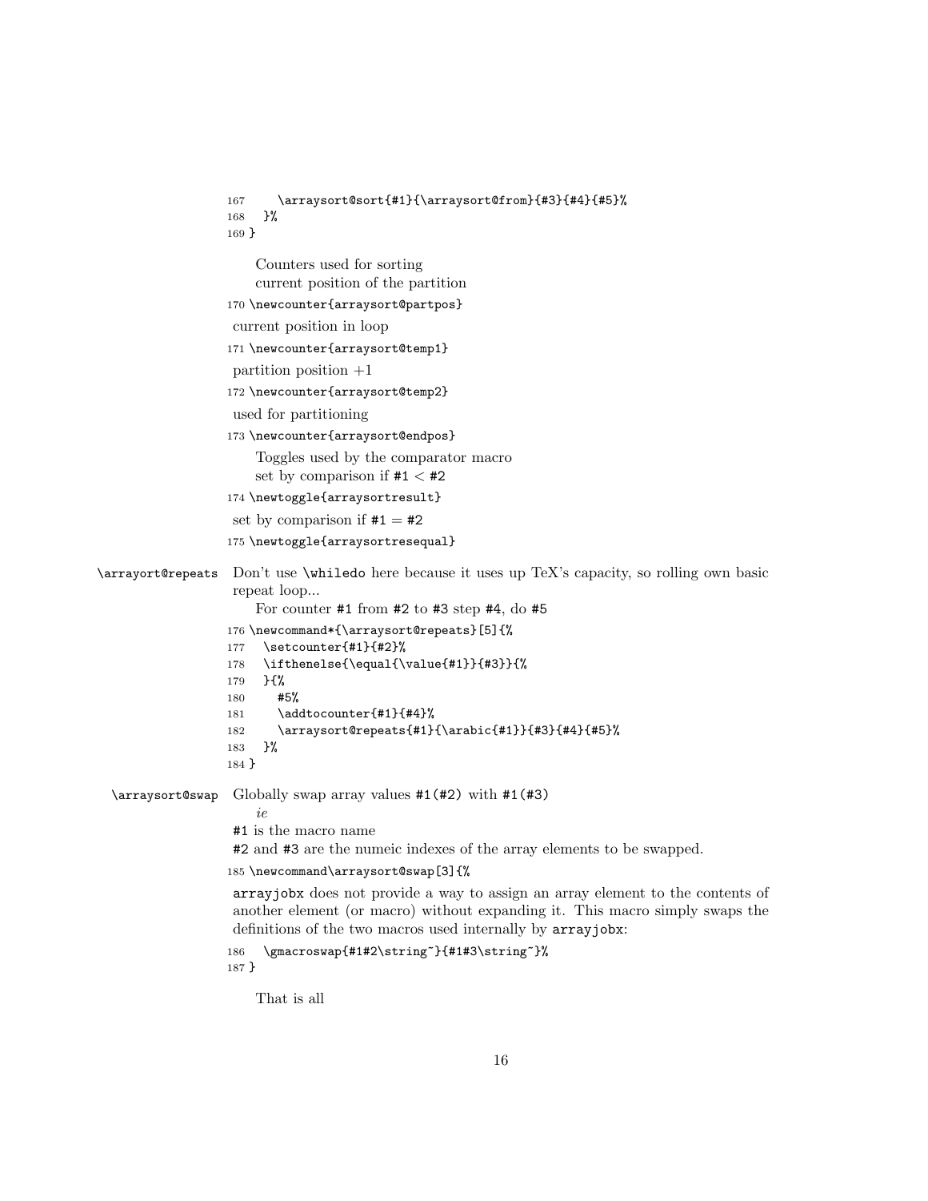```
167     \arraysort@sort{#1}{\arraysort@from}{#3}{#4}{#5}%
168   }%
169 }
```

Counters used for sorting
current position of the partition

```
170 \newcounter{arraysort@partpos}
```

current position in loop

```
171 \newcounter{arraysort@temp1}
```

partition position +1

```
172 \newcounter{arraysort@temp2}
```

used for partitioning

```
173 \newcounter{arraysort@endpos}
```

Toggles used by the comparator macro
set by comparison if #1 < #2

```
174 \newtoggle{arraysortresult}
```

set by comparison if #1 = #2

```
175 \newtoggle{arraysortresequal}
```

**\arrayort@repeats** Don't use `\whiledo` here because it uses up TeX's capacity, so rolling own basic repeat loop...

For counter #1 from #2 to #3 step #4, do #5

```
176 \newcommand*{\arraysort@repeats}[5]{%
177   \setcounter{#1}{#2}%
178   \ifthenelse{\equal{\value{#1}}{#3}}{%
179   }{%
180     #5%
181     \addtocounter{#1}{#4}%
182     \arraysort@repeats{#1}{\arabic{#1}}{#3}{#4}{#5}%
183   }%
184 }
```

**\arraysort@swap** Globally swap array values `#1(#2)` with `#1(#3)`

*ie*

#1 is the macro name

#2 and #3 are the numeic indexes of the array elements to be swapped.

```
185 \newcommand\arraysort@swap[3]{%
```

`arrayjobx` does not provide a way to assign an array element to the contents of another element (or macro) without expanding it. This macro simply swaps the definitions of the two macros used internally by `arrayjobx`:

```
186   \gmacroswap{#1#2\string~}{#1#3\string~}%
187 }
```

That is all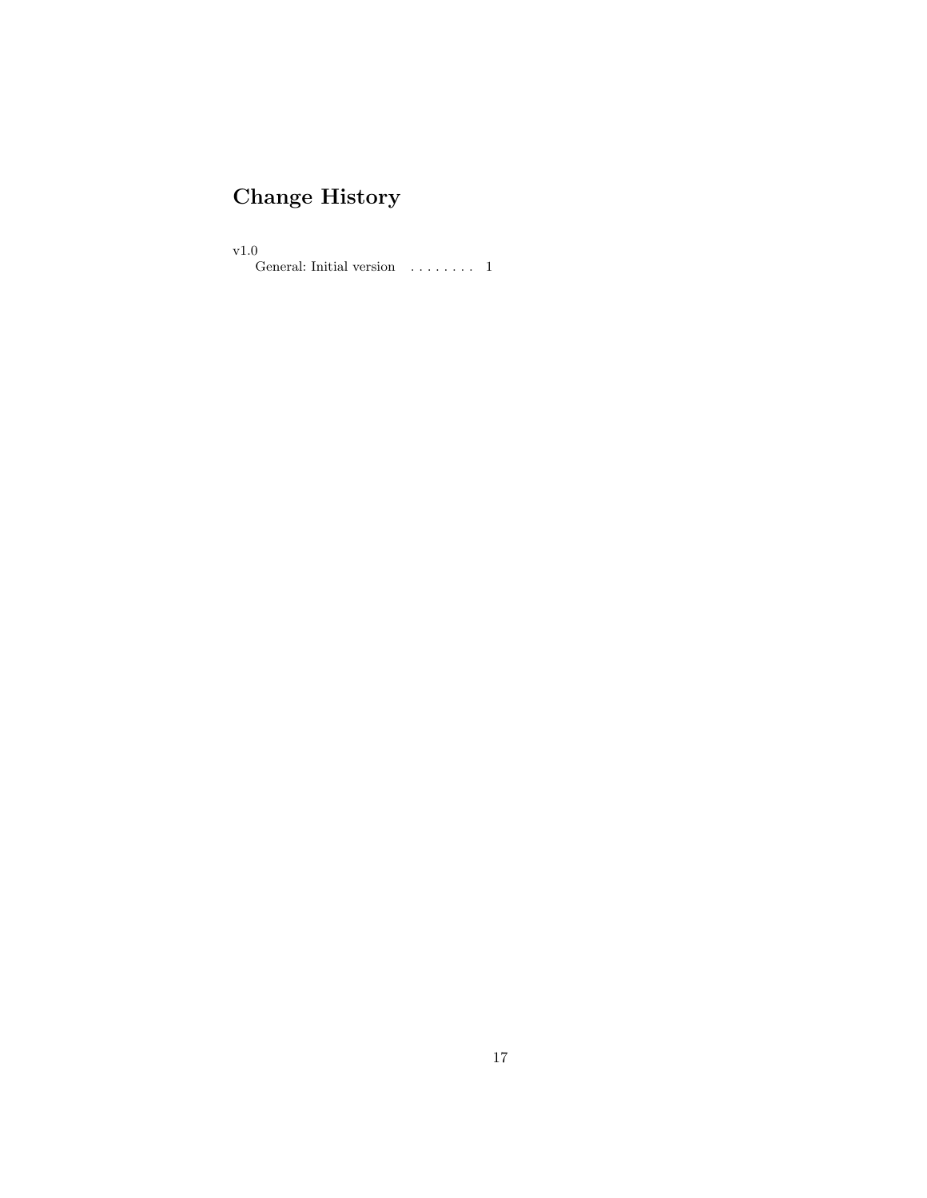# Change History

v1.0
    General: Initial version . . . . . . . . 1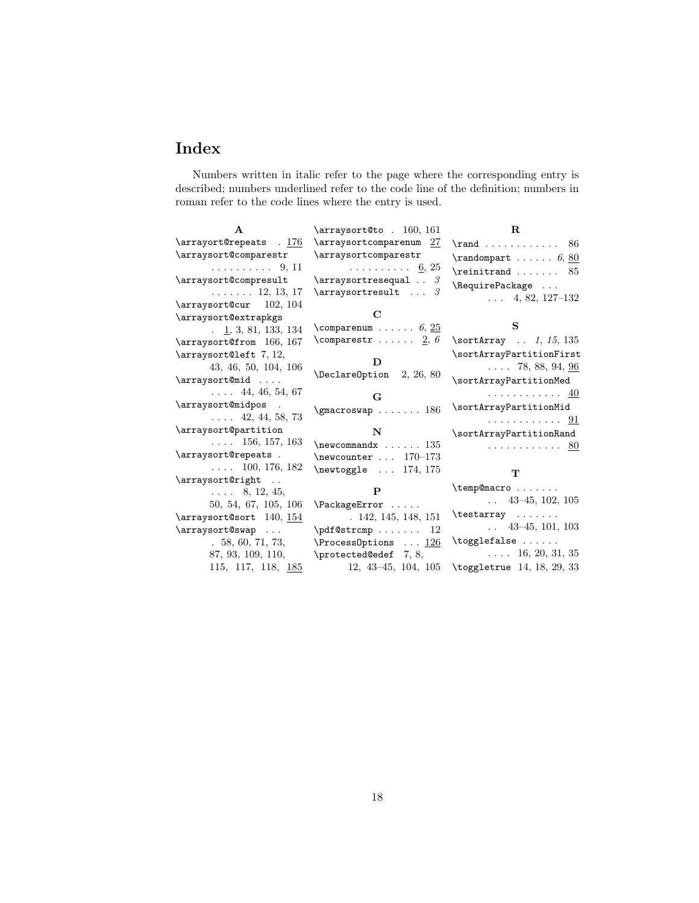# Index

Numbers written in italic refer to the page where the corresponding entry is described; numbers underlined refer to the code line of the definition; numbers in roman refer to the code lines where the entry is used.

**A**

\arrayort@repeats . 176
\arraysort@comparestr . . . . . . . . . . 9, 11
\arraysort@compresult . . . . . . . 12, 13, 17
\arraysort@cur 102, 104
\arraysort@extrapkgs . 1, 3, 81, 133, 134
\arraysort@from 166, 167
\arraysort@left 7, 12, 43, 46, 50, 104, 106
\arraysort@mid . . . . . . . . 44, 46, 54, 67
\arraysort@midpos . . . . . 42, 44, 58, 73
\arraysort@partition . . . . 156, 157, 163
\arraysort@repeats . . . . . 100, 176, 182
\arraysort@right . . . . . . 8, 12, 45, 50, 54, 67, 105, 106
\arraysort@sort 140, 154
\arraysort@swap . . . . 58, 60, 71, 73, 87, 93, 109, 110, 115, 117, 118, 185
\arraysort@to . 160, 161
\arraysortcomparenum 27
\arraysortcomparestr . . . . . . . . . . 6, 25
\arraysortresequal . . *3*
\arraysortresult . . . *3*

**C**

\comparenum . . . . . . *6*, 25
\comparestr . . . . . . 2, *6*

**D**

\DeclareOption 2, 26, 80

**G**

\gmacroswap . . . . . . . 186

**N**

\newcommandx . . . . . . 135
\newcounter . . . 170–173
\newtoggle . . . 174, 175

**P**

\PackageError . . . . . . 142, 145, 148, 151
\pdf@strcmp . . . . . . . 12
\ProcessOptions . . . 126
\protected@edef 7, 8, 12, 43–45, 104, 105

**R**

\rand . . . . . . . . . . . . 86
\randompart . . . . . . *6*, 80
\reinitrand . . . . . . . 85
\RequirePackage . . . . . . 4, 82, 127–132

**S**

\sortArray . . *1*, *15*, 135
\sortArrayPartitionFirst . . . . 78, 88, 94, 96
\sortArrayPartitionMed . . . . . . . . . . . . 40
\sortArrayPartitionMid . . . . . . . . . . . . 91
\sortArrayPartitionRand . . . . . . . . . . . . 80

**T**

\temp@macro . . . . . . . . . 43–45, 102, 105
\testarray . . . . . . . . . 43–45, 101, 103
\togglefalse . . . . . . . . . . 16, 20, 31, 35
\toggletrue 14, 18, 29, 33